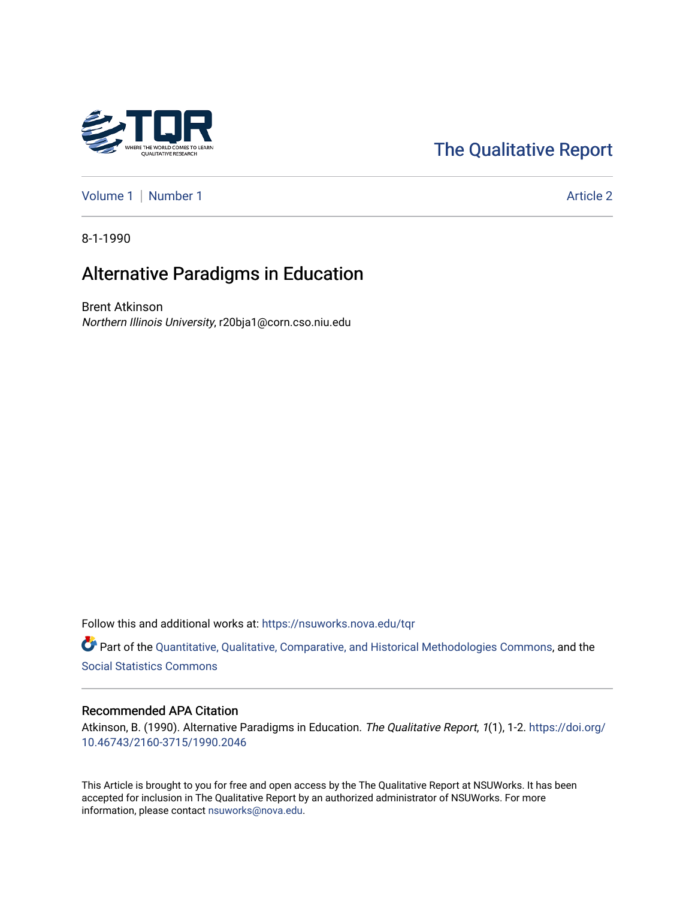The Qualitative Report

Volume 1 | Number 1 Article 2

8-1-1990

# Alternative Paradigms in Education

Brent Atkinson
*Northern Illinois University*, r20bja1@corn.cso.niu.edu

Follow this and additional works at: https://nsuworks.nova.edu/tqr

Part of the Quantitative, Qualitative, Comparative, and Historical Methodologies Commons, and the Social Statistics Commons

## Recommended APA Citation

Atkinson, B. (1990). Alternative Paradigms in Education. *The Qualitative Report*, *1*(1), 1-2. https://doi.org/10.46743/2160-3715/1990.2046

This Article is brought to you for free and open access by the The Qualitative Report at NSUWorks. It has been accepted for inclusion in The Qualitative Report by an authorized administrator of NSUWorks. For more information, please contact nsuworks@nova.edu.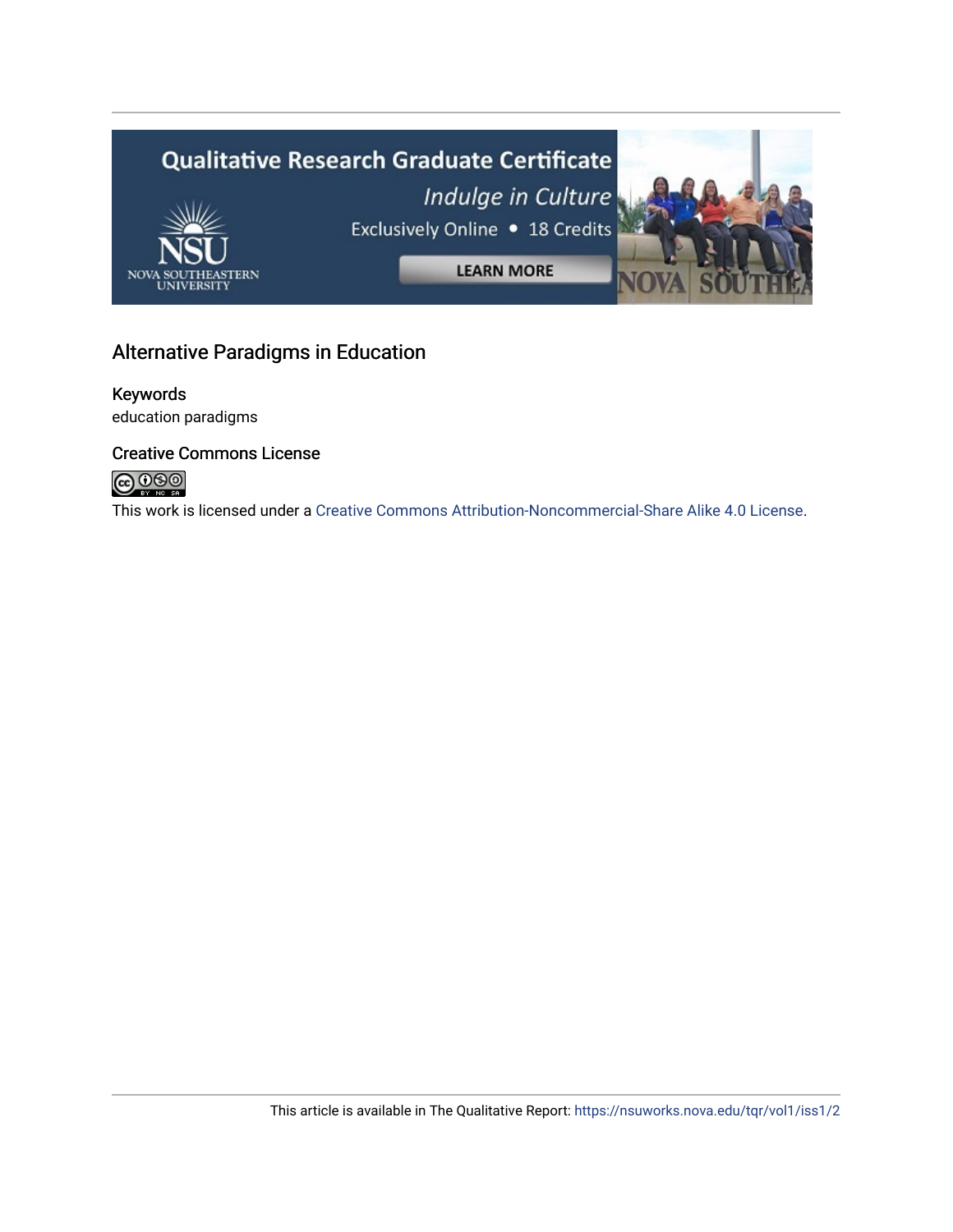Alternative Paradigms in Education

Keywords

education paradigms

Creative Commons License

This work is licensed under a Creative Commons Attribution-Noncommercial-Share Alike 4.0 License.

This article is available in The Qualitative Report: https://nsuworks.nova.edu/tqr/vol1/iss1/2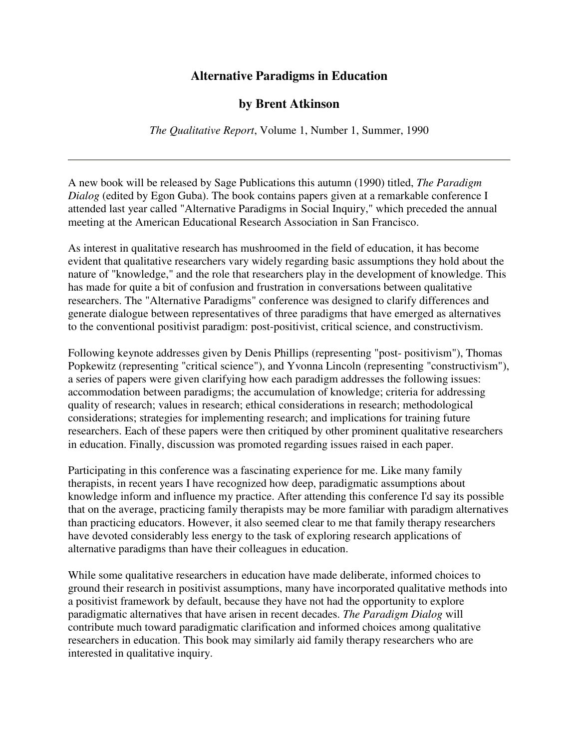## Alternative Paradigms in Education

### by Brent Atkinson

*The Qualitative Report*, Volume 1, Number 1, Summer, 1990

---

A new book will be released by Sage Publications this autumn (1990) titled, *The Paradigm Dialog* (edited by Egon Guba). The book contains papers given at a remarkable conference I attended last year called "Alternative Paradigms in Social Inquiry," which preceded the annual meeting at the American Educational Research Association in San Francisco.

As interest in qualitative research has mushroomed in the field of education, it has become evident that qualitative researchers vary widely regarding basic assumptions they hold about the nature of "knowledge," and the role that researchers play in the development of knowledge. This has made for quite a bit of confusion and frustration in conversations between qualitative researchers. The "Alternative Paradigms" conference was designed to clarify differences and generate dialogue between representatives of three paradigms that have emerged as alternatives to the conventional positivist paradigm: post-positivist, critical science, and constructivism.

Following keynote addresses given by Denis Phillips (representing "post- positivism"), Thomas Popkewitz (representing "critical science"), and Yvonna Lincoln (representing "constructivism"), a series of papers were given clarifying how each paradigm addresses the following issues: accommodation between paradigms; the accumulation of knowledge; criteria for addressing quality of research; values in research; ethical considerations in research; methodological considerations; strategies for implementing research; and implications for training future researchers. Each of these papers were then critiqued by other prominent qualitative researchers in education. Finally, discussion was promoted regarding issues raised in each paper.

Participating in this conference was a fascinating experience for me. Like many family therapists, in recent years I have recognized how deep, paradigmatic assumptions about knowledge inform and influence my practice. After attending this conference I'd say its possible that on the average, practicing family therapists may be more familiar with paradigm alternatives than practicing educators. However, it also seemed clear to me that family therapy researchers have devoted considerably less energy to the task of exploring research applications of alternative paradigms than have their colleagues in education.

While some qualitative researchers in education have made deliberate, informed choices to ground their research in positivist assumptions, many have incorporated qualitative methods into a positivist framework by default, because they have not had the opportunity to explore paradigmatic alternatives that have arisen in recent decades. *The Paradigm Dialog* will contribute much toward paradigmatic clarification and informed choices among qualitative researchers in education. This book may similarly aid family therapy researchers who are interested in qualitative inquiry.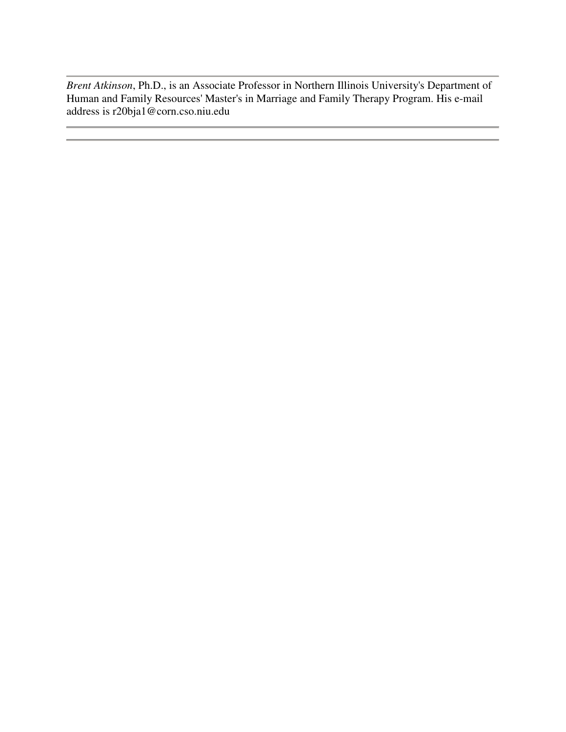---

*Brent Atkinson*, Ph.D., is an Associate Professor in Northern Illinois University's Department of Human and Family Resources' Master's in Marriage and Family Therapy Program. His e-mail address is r20bja1@corn.cso.niu.edu

---

---